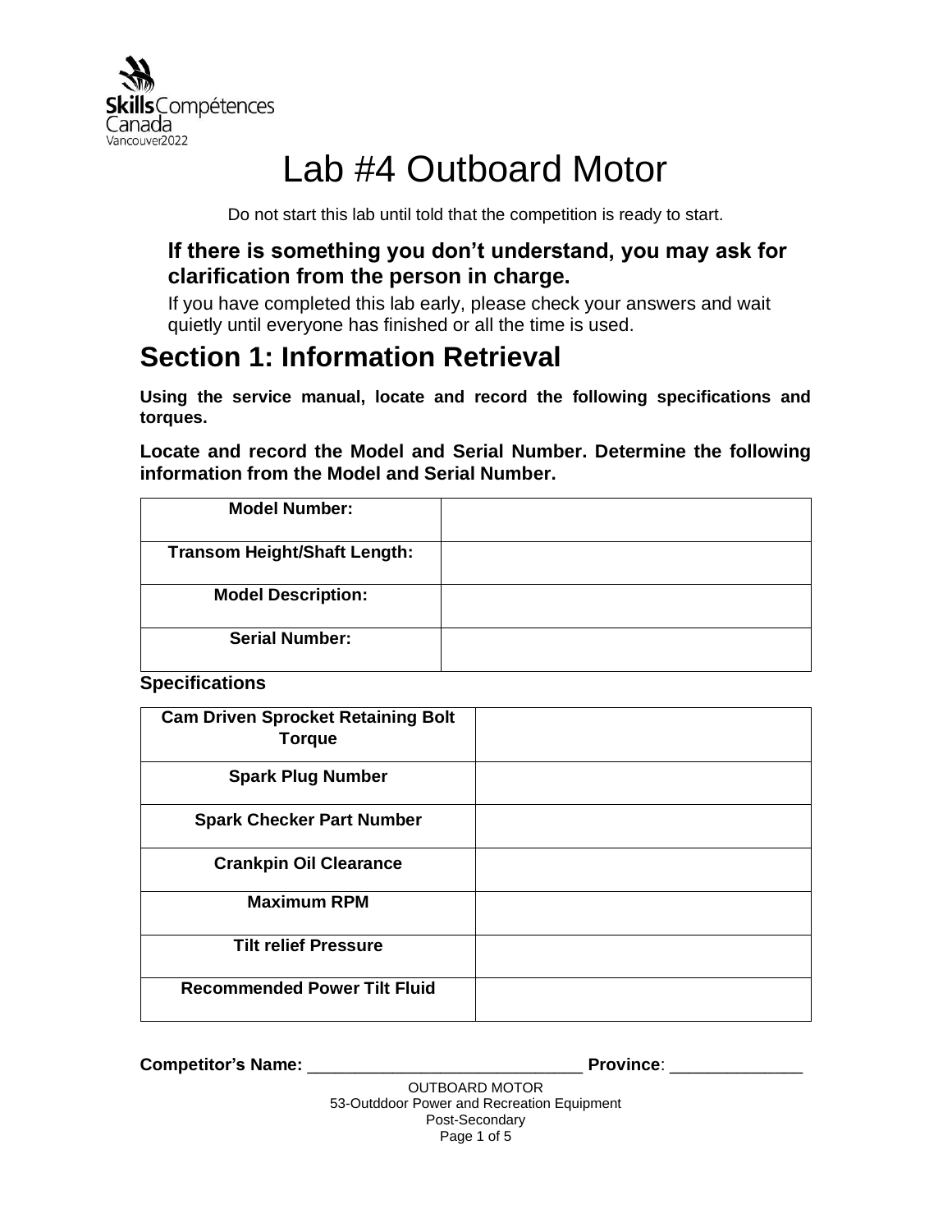# Lab #4 Outboard Motor

Do not start this lab until told that the competition is ready to start.

**If there is something you don't understand, you may ask for clarification from the person in charge.**

If you have completed this lab early, please check your answers and wait quietly until everyone has finished or all the time is used.

## Section 1: Information Retrieval

**Using the service manual, locate and record the following specifications and torques.**

**Locate and record the Model and Serial Number. Determine the following information from the Model and Serial Number.**

| **Model Number:** | |
|---|---|
| **Transom Height/Shaft Length:** | |
| **Model Description:** | |
| **Serial Number:** | |

**Specifications**

| **Cam Driven Sprocket Retaining Bolt Torque** | |
|---|---|
| **Spark Plug Number** | |
| **Spark Checker Part Number** | |
| **Crankpin Oil Clearance** | |
| **Maximum RPM** | |
| **Tilt relief Pressure** | |
| **Recommended Power Tilt Fluid** | |

**Competitor's Name:** ______________________________ **Province**: ______________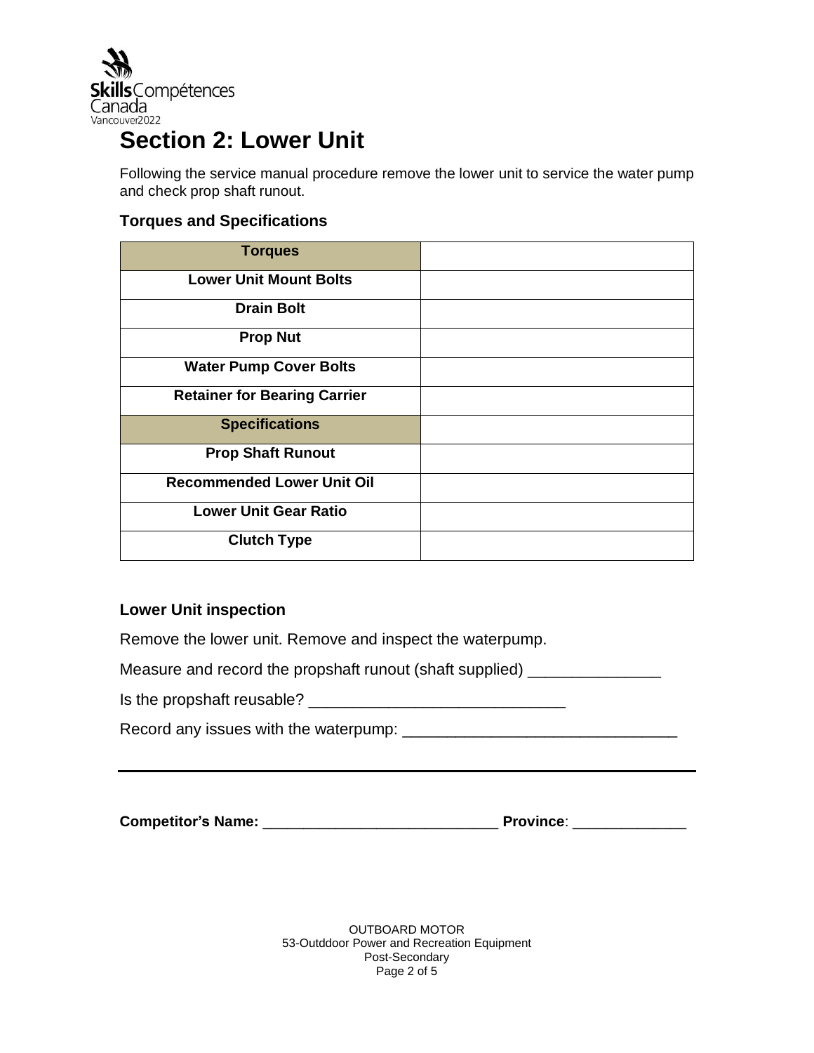# Section 2: Lower Unit

Following the service manual procedure remove the lower unit to service the water pump and check prop shaft runout.

### Torques and Specifications

| Torques | |
|---|---|
| Lower Unit Mount Bolts | |
| Drain Bolt | |
| Prop Nut | |
| Water Pump Cover Bolts | |
| Retainer for Bearing Carrier | |
| **Specifications** | |
| Prop Shaft Runout | |
| Recommended Lower Unit Oil | |
| Lower Unit Gear Ratio | |
| Clutch Type | |

### Lower Unit inspection

Remove the lower unit. Remove and inspect the waterpump.

Measure and record the propshaft runout (shaft supplied) _______________

Is the propshaft reusable? _____________________________

Record any issues with the waterpump: _______________________________

---

**Competitor's Name:** ____________________________ **Province**: ______________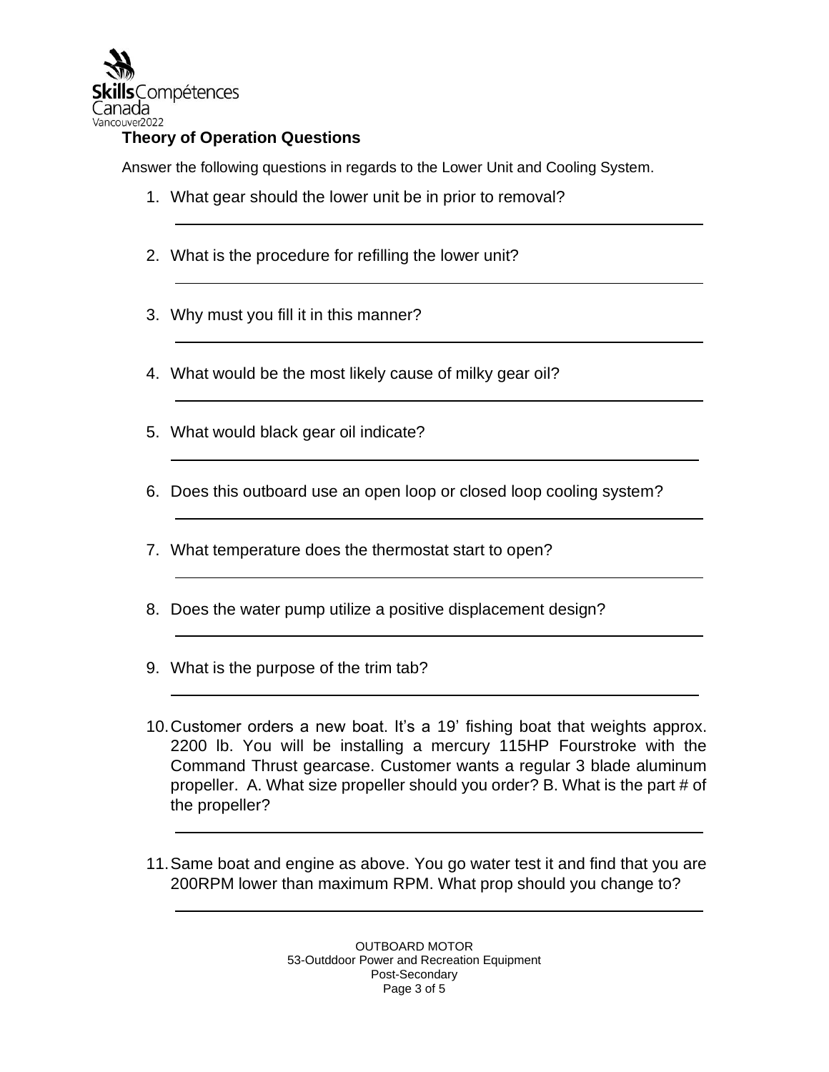### Theory of Operation Questions

Answer the following questions in regards to the Lower Unit and Cooling System.

1. What gear should the lower unit be in prior to removal?

2. What is the procedure for refilling the lower unit?

3. Why must you fill it in this manner?

4. What would be the most likely cause of milky gear oil?

5. What would black gear oil indicate?

6. Does this outboard use an open loop or closed loop cooling system?

7. What temperature does the thermostat start to open?

8. Does the water pump utilize a positive displacement design?

9. What is the purpose of the trim tab?

10. Customer orders a new boat. It's a 19' fishing boat that weights approx. 2200 lb. You will be installing a mercury 115HP Fourstroke with the Command Thrust gearcase. Customer wants a regular 3 blade aluminum propeller. A. What size propeller should you order? B. What is the part # of the propeller?

11. Same boat and engine as above. You go water test it and find that you are 200RPM lower than maximum RPM. What prop should you change to?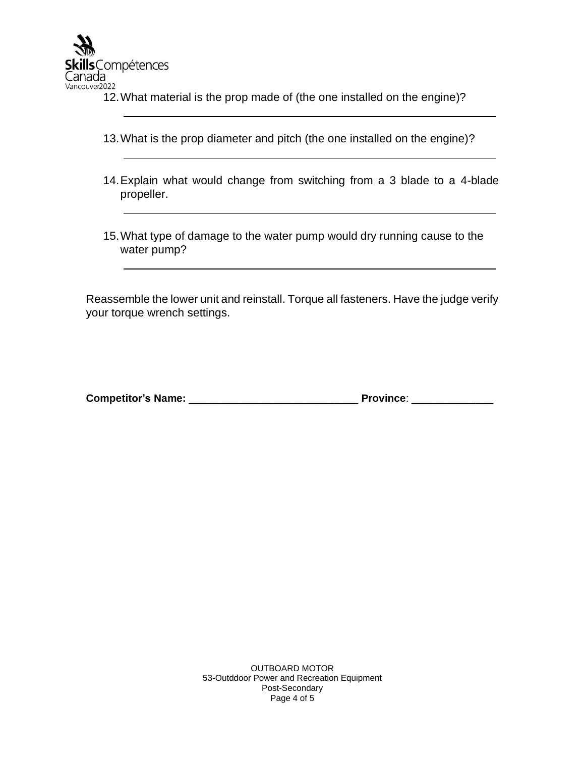12. What material is the prop made of (the one installed on the engine)?

_______________________________________________

13. What is the prop diameter and pitch (the one installed on the engine)?

_______________________________________________

14. Explain what would change from switching from a 3 blade to a 4-blade propeller.

_______________________________________________

15. What type of damage to the water pump would dry running cause to the water pump?

_______________________________________________

Reassemble the lower unit and reinstall. Torque all fasteners. Have the judge verify your torque wrench settings.

**Competitor's Name:** _____________________________ **Province**: ______________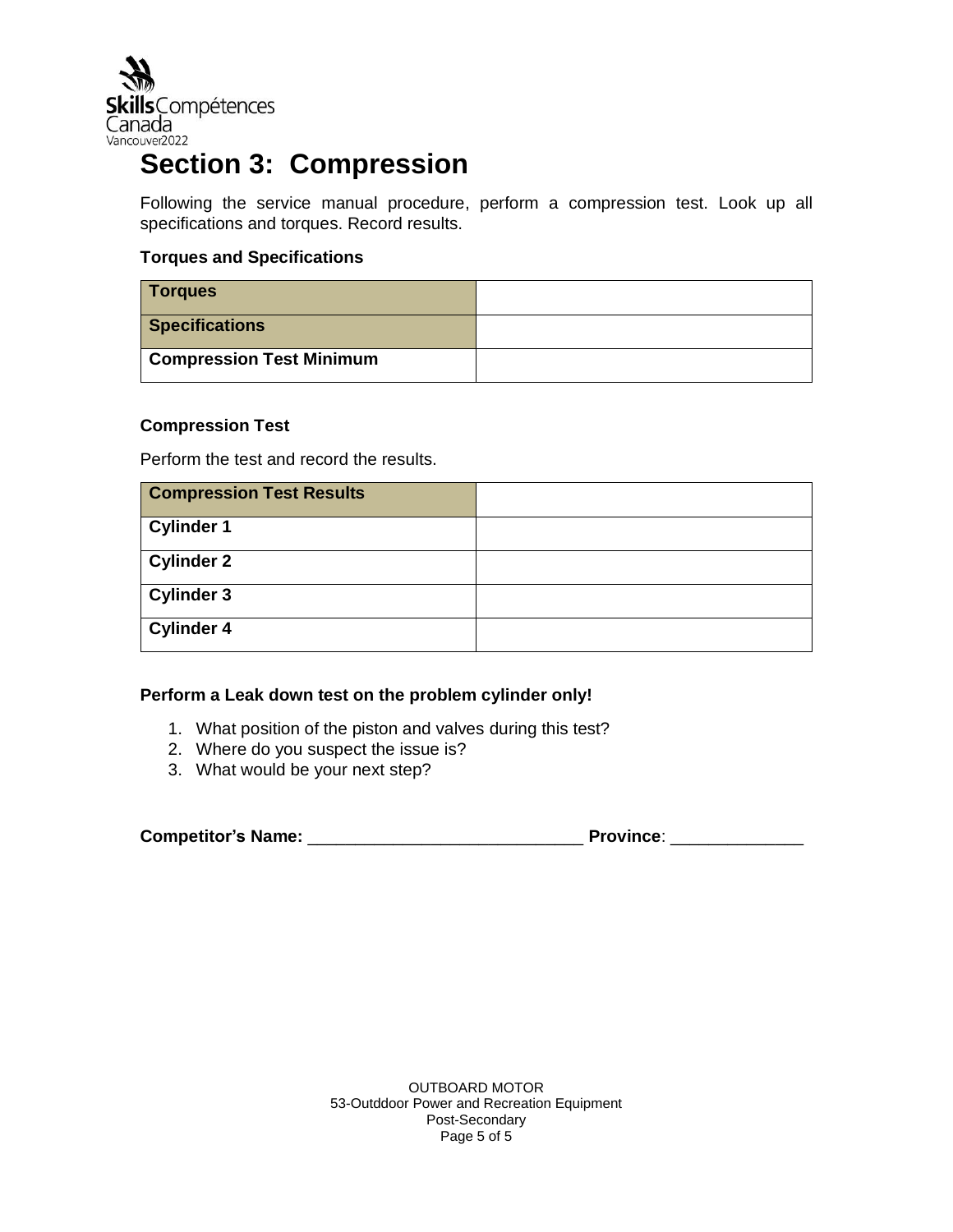# Section 3: Compression

Following the service manual procedure, perform a compression test. Look up all specifications and torques. Record results.

### Torques and Specifications

| | |
|---|---|
| **Torques** | |
| **Specifications** | |
| **Compression Test Minimum** | |

### Compression Test

Perform the test and record the results.

| | |
|---|---|
| **Compression Test Results** | |
| **Cylinder 1** | |
| **Cylinder 2** | |
| **Cylinder 3** | |
| **Cylinder 4** | |

**Perform a Leak down test on the problem cylinder only!**

1. What position of the piston and valves during this test?
2. Where do you suspect the issue is?
3. What would be your next step?

**Competitor's Name:** _____________________________ **Province**: ______________